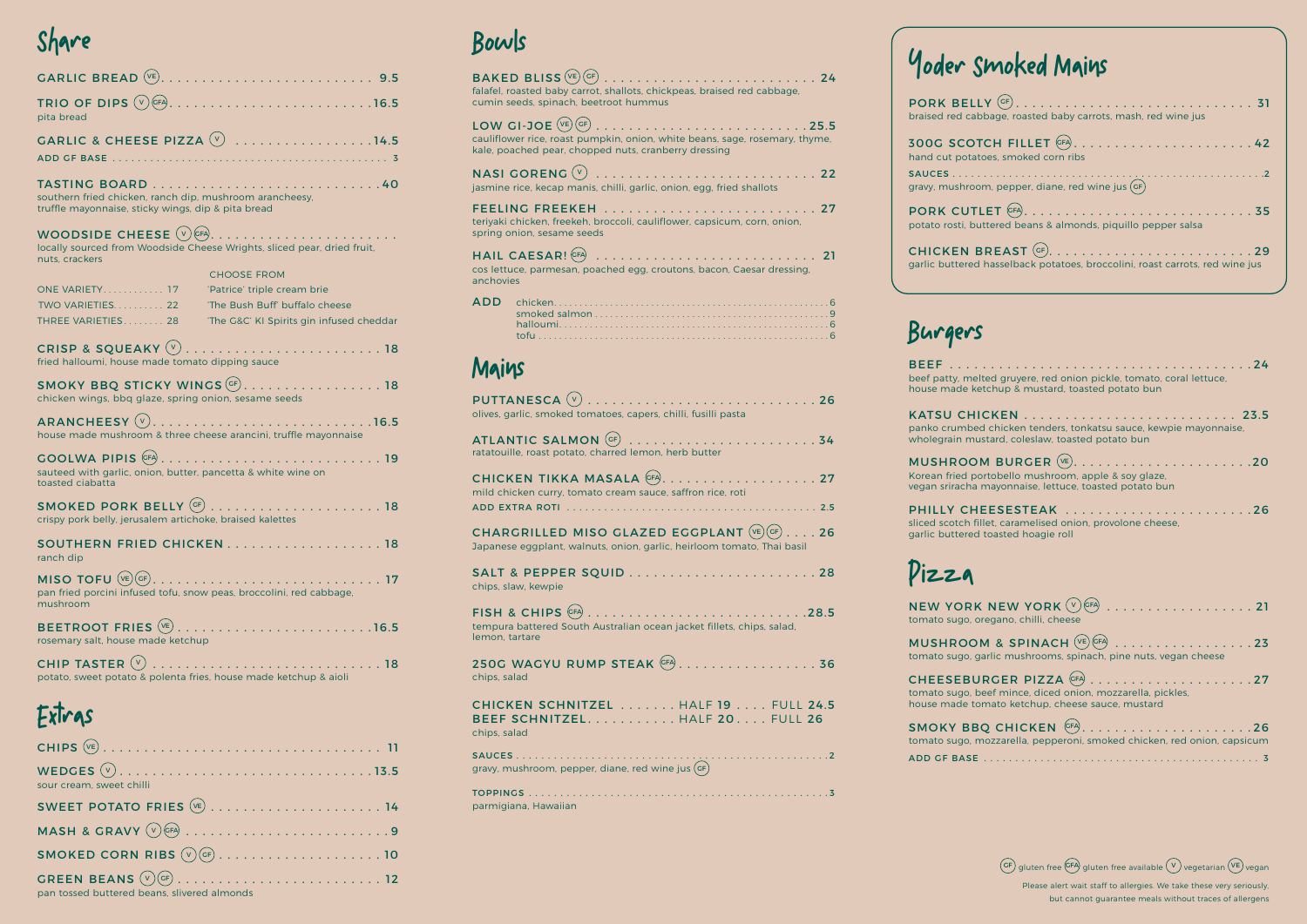## Share

**GARLIC BREAD** (VE) .......... 9.5

**TRIO OF DIPS** (V) (GFA) .......... 16.5
pita bread

**GARLIC & CHEESE PIZZA** (V) .......... 14.5
ADD GF BASE .......... 3

**TASTING BOARD** .......... 40
southern fried chicken, ranch dip, mushroom arancheesy, truffle mayonnaise, sticky wings, dip & pita bread

**WOODSIDE CHEESE** (V) (GFA) ..........
locally sourced from Woodside Cheese Wrights, sliced pear, dried fruit, nuts, crackers

| | CHOOSE FROM |
|---|---|
| ONE VARIETY.......... 17 | 'Patrice' triple cream brie |
| TWO VARIETIES.......... 22 | 'The Bush Buff' buffalo cheese |
| THREE VARIETIES.......... 28 | 'The G&C' KI Spirits gin infused cheddar |

**CRISP & SQUEAKY** (V) .......... 18
fried halloumi, house made tomato dipping sauce

**SMOKY BBQ STICKY WINGS** (GF) .......... 18
chicken wings, bbq glaze, spring onion, sesame seeds

**ARANCHEESY** (V) .......... 16.5
house made mushroom & three cheese arancini, truffle mayonnaise

**GOOLWA PIPIS** (GFA) .......... 19
sauteed with garlic, onion, butter, pancetta & white wine on toasted ciabatta

**SMOKED PORK BELLY** (GF) .......... 18
crispy pork belly, jerusalem artichoke, braised kalettes

**SOUTHERN FRIED CHICKEN** .......... 18
ranch dip

**MISO TOFU** (VE) (GF) .......... 17
pan fried porcini infused tofu, snow peas, broccolini, red cabbage, mushroom

**BEETROOT FRIES** (VE) .......... 16.5
rosemary salt, house made ketchup

**CHIP TASTER** (V) .......... 18
potato, sweet potato & polenta fries, house made ketchup & aioli

## Extras

**CHIPS** (VE) .......... 11

**WEDGES** (V) .......... 13.5
sour cream, sweet chilli

**SWEET POTATO FRIES** (VE) .......... 14

**MASH & GRAVY** (V) (GFA) .......... 9

**SMOKED CORN RIBS** (V) (GF) .......... 10

**GREEN BEANS** (V) (GF) .......... 12
pan tossed buttered beans, slivered almonds

## Bowls

**BAKED BLISS** (VE) (GF) .......... 24
falafel, roasted baby carrot, shallots, chickpeas, braised red cabbage, cumin seeds, spinach, beetroot hummus

**LOW GI-JOE** (VE) (GF) .......... 25.5
cauliflower rice, roast pumpkin, onion, white beans, sage, rosemary, thyme, kale, poached pear, chopped nuts, cranberry dressing

**NASI GORENG** (V) .......... 22
jasmine rice, kecap manis, chilli, garlic, onion, egg, fried shallots

**FEELING FREEKEH** .......... 27
teriyaki chicken, freekeh, broccoli, cauliflower, capsicum, corn, onion, spring onion, sesame seeds

**HAIL CAESAR!** (GFA) .......... 21
cos lettuce, parmesan, poached egg, croutons, bacon, Caesar dressing, anchovies

**ADD**
chicken .......... 6
smoked salmon .......... 9
halloumi .......... 6
tofu .......... 6

## Mains

**PUTTANESCA** (V) .......... 26
olives, garlic, smoked tomatoes, capers, chilli, fusilli pasta

**ATLANTIC SALMON** (GF) .......... 34
ratatouille, roast potato, charred lemon, herb butter

**CHICKEN TIKKA MASALA** (GFA) .......... 27
mild chicken curry, tomato cream sauce, saffron rice, roti
ADD EXTRA ROTI .......... 2.5

**CHARGRILLED MISO GLAZED EGGPLANT** (VE) (GF) .......... 26
Japanese eggplant, walnuts, onion, garlic, heirloom tomato, Thai basil

**SALT & PEPPER SQUID** .......... 28
chips, slaw, kewpie

**FISH & CHIPS** (GFA) .......... 28.5
tempura battered South Australian ocean jacket fillets, chips, salad, lemon, tartare

**250G WAGYU RUMP STEAK** (GFA) .......... 36
chips, salad

**CHICKEN SCHNITZEL** .......... HALF 19 .... FULL 24.5
**BEEF SCHNITZEL** .......... HALF 20 .... FULL 26
chips, salad

SAUCES .......... 2
gravy, mushroom, pepper, diane, red wine jus (GF)

TOPPINGS .......... 3
parmigiana, Hawaiian

## Yoder Smoked Mains

**PORK BELLY** (GF) .......... 31
braised red cabbage, roasted baby carrots, mash, red wine jus

**300G SCOTCH FILLET** (GFA) .......... 42
hand cut potatoes, smoked corn ribs

SAUCES .......... 2
gravy, mushroom, pepper, diane, red wine jus (GF)

**PORK CUTLET** (GFA) .......... 35
potato rosti, buttered beans & almonds, piquillo pepper salsa

**CHICKEN BREAST** (GF) .......... 29
garlic buttered hasselback potatoes, broccolini, roast carrots, red wine jus

## Burgers

**BEEF** .......... 24
beef patty, melted gruyere, red onion pickle, tomato, coral lettuce, house made ketchup & mustard, toasted potato bun

**KATSU CHICKEN** .......... 23.5
panko crumbed chicken tenders, tonkatsu sauce, kewpie mayonnaise, wholegrain mustard, coleslaw, toasted potato bun

**MUSHROOM BURGER** (VE) .......... 20
Korean fried portobello mushroom, apple & soy glaze, vegan sriracha mayonnaise, lettuce, toasted potato bun

**PHILLY CHEESESTEAK** .......... 26
sliced scotch fillet, caramelised onion, provolone cheese, garlic buttered toasted hoagie roll

## Pizza

**NEW YORK NEW YORK** (V) (GFA) .......... 21
tomato sugo, oregano, chilli, cheese

**MUSHROOM & SPINACH** (VE) (GFA) .......... 23
tomato sugo, garlic mushrooms, spinach, pine nuts, vegan cheese

**CHEESEBURGER PIZZA** (GFA) .......... 27
tomato sugo, beef mince, diced onion, mozzarella, pickles, house made tomato ketchup, cheese sauce, mustard

**SMOKY BBQ CHICKEN** (GFA) .......... 26
tomato sugo, mozzarella, pepperoni, smoked chicken, red onion, capsicum

ADD GF BASE .......... 3

(GF) gluten free (GFA) gluten free available (V) vegetarian (VE) vegan

Please alert wait staff to allergies. We take these very seriously, but cannot guarantee meals without traces of allergens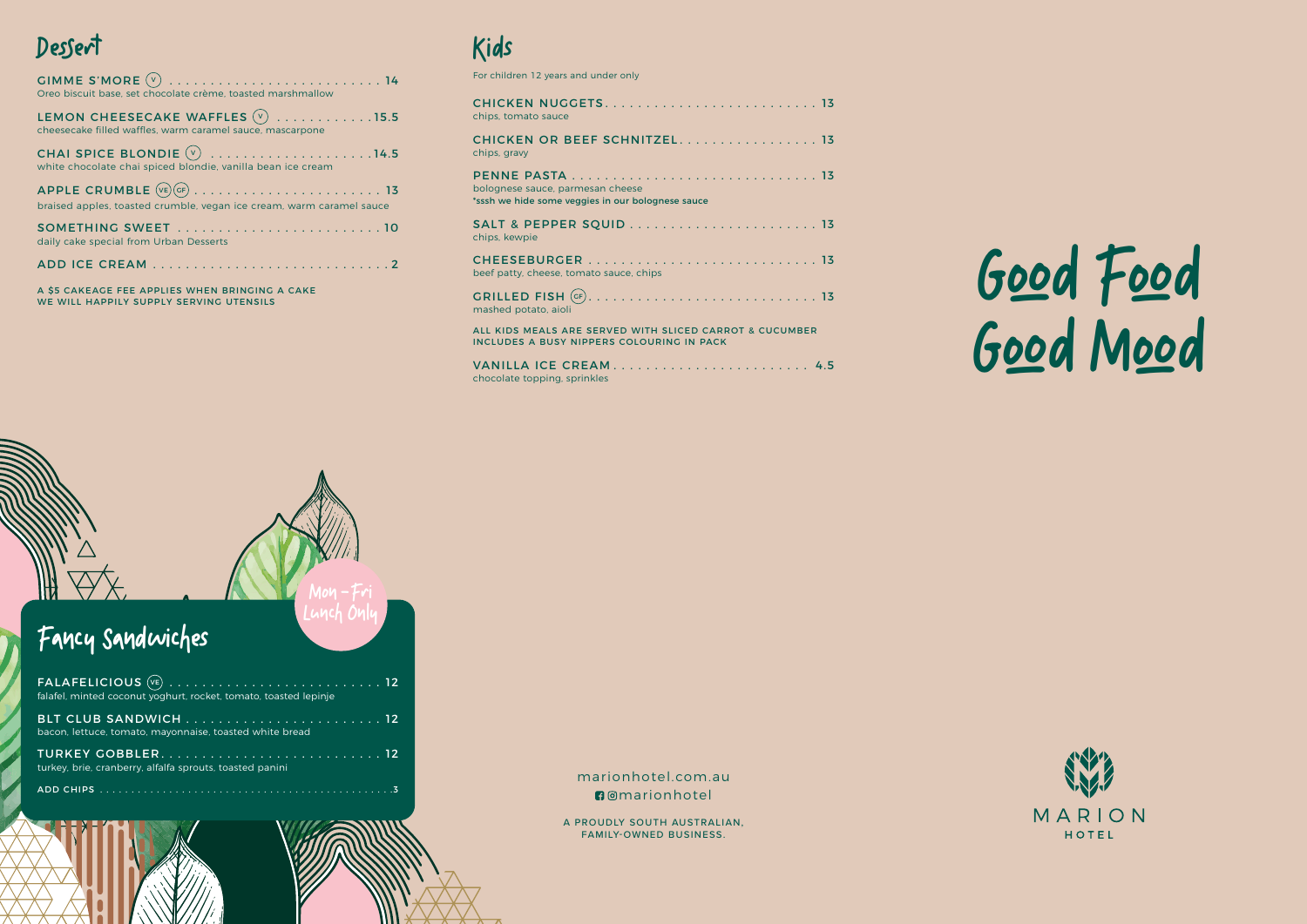# Dessert

**GIMME S'MORE** (V) . . . . . . . . . . . . . . . . . . . . . . . . . . 14
Oreo biscuit base, set chocolate crème, toasted marshmallow

**LEMON CHEESECAKE WAFFLES** (V) . . . . . . . . . . . . 15.5
cheesecake filled waffles, warm caramel sauce, mascarpone

**CHAI SPICE BLONDIE** (V) . . . . . . . . . . . . . . . . . . . . 14.5
white chocolate chai spiced blondie, vanilla bean ice cream

**APPLE CRUMBLE** (VE) (GF) . . . . . . . . . . . . . . . . . . . . . . . 13
braised apples, toasted crumble, vegan ice cream, warm caramel sauce

**SOMETHING SWEET** . . . . . . . . . . . . . . . . . . . . . . . . . 10
daily cake special from Urban Desserts

**ADD ICE CREAM** . . . . . . . . . . . . . . . . . . . . . . . . . . . . . 2

A $5 CAKEAGE FEE APPLIES WHEN BRINGING A CAKE
WE WILL HAPPILY SUPPLY SERVING UTENSILS

# Kids

For children 12 years and under only

**CHICKEN NUGGETS** . . . . . . . . . . . . . . . . . . . . . . . . . . 13
chips, tomato sauce

**CHICKEN OR BEEF SCHNITZEL** . . . . . . . . . . . . . . . . . 13
chips, gravy

**PENNE PASTA** . . . . . . . . . . . . . . . . . . . . . . . . . . . . . . 13
bolognese sauce, parmesan cheese
*sssh we hide some veggies in our bolognese sauce

**SALT & PEPPER SQUID** . . . . . . . . . . . . . . . . . . . . . . . 13
chips, kewpie

**CHEESEBURGER** . . . . . . . . . . . . . . . . . . . . . . . . . . . . 13
beef patty, cheese, tomato sauce, chips

**GRILLED FISH** (GF) . . . . . . . . . . . . . . . . . . . . . . . . . . . 13
mashed potato, aioli

ALL KIDS MEALS ARE SERVED WITH SLICED CARROT & CUCUMBER
INCLUDES A BUSY NIPPERS COLOURING IN PACK

**VANILLA ICE CREAM** . . . . . . . . . . . . . . . . . . . . . . . . 4.5
chocolate topping, sprinkles

# Good Food Good Mood

# Fancy Sandwiches

Mon - Fri Lunch Only

**FALAFELICIOUS** (VE) . . . . . . . . . . . . . . . . . . . . . . . . . . 12
falafel, minted coconut yoghurt, rocket, tomato, toasted lepinje

**BLT CLUB SANDWICH** . . . . . . . . . . . . . . . . . . . . . . . . 12
bacon, lettuce, tomato, mayonnaise, toasted white bread

**TURKEY GOBBLER** . . . . . . . . . . . . . . . . . . . . . . . . . . . 12
turkey, brie, cranberry, alfalfa sprouts, toasted panini

ADD CHIPS . . . . . . . . . . . . . . . . . . . . . . . . . . . . . . . . . . . . . . . . . . . . 3

marionhotel.com.au
@marionhotel

A PROUDLY SOUTH AUSTRALIAN,
FAMILY-OWNED BUSINESS.

MARION
HOTEL